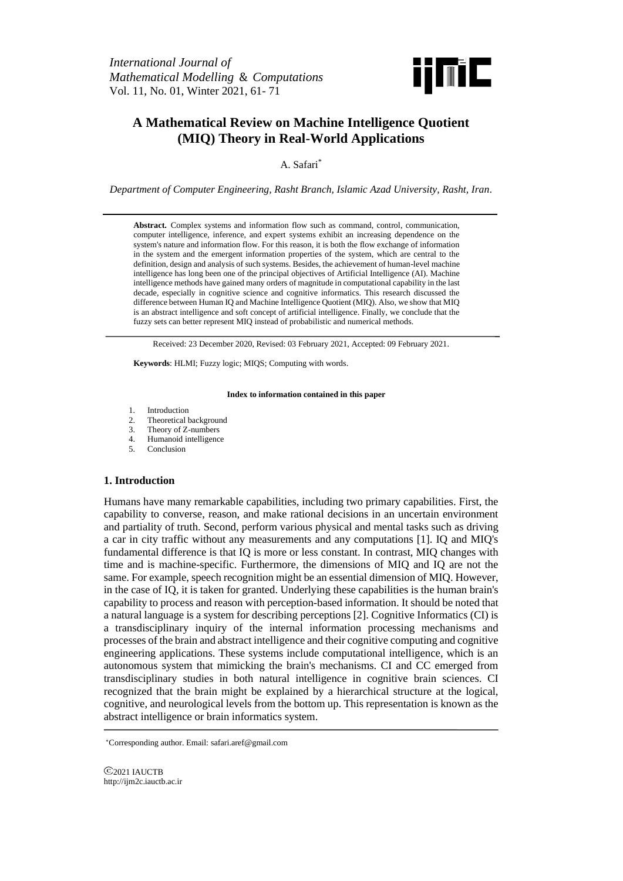# A Mathematical Review on Machine Intelligence Quotient (MIQ) Theory in Real-World Applications

A. Safari*

*Department of Computer Engineering, Rasht Branch, Islamic Azad University, Rasht, Iran.*

**Abstract.** Complex systems and information flow such as command, control, communication, computer intelligence, inference, and expert systems exhibit an increasing dependence on the system's nature and information flow. For this reason, it is both the flow exchange of information in the system and the emergent information properties of the system, which are central to the definition, design and analysis of such systems. Besides, the achievement of human-level machine intelligence has long been one of the principal objectives of Artificial Intelligence (AI). Machine intelligence methods have gained many orders of magnitude in computational capability in the last decade, especially in cognitive science and cognitive informatics. This research discussed the difference between Human IQ and Machine Intelligence Quotient (MIQ). Also, we show that MIQ is an abstract intelligence and soft concept of artificial intelligence. Finally, we conclude that the fuzzy sets can better represent MIQ instead of probabilistic and numerical methods.

Received: 23 December 2020, Revised: 03 February 2021, Accepted: 09 February 2021.

**Keywords**: HLMI; Fuzzy logic; MIQS; Computing with words.

**Index to information contained in this paper**

1. Introduction
2. Theoretical background
3. Theory of Z-numbers
4. Humanoid intelligence
5. Conclusion

## 1. Introduction

Humans have many remarkable capabilities, including two primary capabilities. First, the capability to converse, reason, and make rational decisions in an uncertain environment and partiality of truth. Second, perform various physical and mental tasks such as driving a car in city traffic without any measurements and any computations [1]. IQ and MIQ's fundamental difference is that IQ is more or less constant. In contrast, MIQ changes with time and is machine-specific. Furthermore, the dimensions of MIQ and IQ are not the same. For example, speech recognition might be an essential dimension of MIQ. However, in the case of IQ, it is taken for granted. Underlying these capabilities is the human brain's capability to process and reason with perception-based information. It should be noted that a natural language is a system for describing perceptions [2]. Cognitive Informatics (CI) is a transdisciplinary inquiry of the internal information processing mechanisms and processes of the brain and abstract intelligence and their cognitive computing and cognitive engineering applications. These systems include computational intelligence, which is an autonomous system that mimicking the brain's mechanisms. CI and CC emerged from transdisciplinary studies in both natural intelligence in cognitive brain sciences. CI recognized that the brain might be explained by a hierarchical structure at the logical, cognitive, and neurological levels from the bottom up. This representation is known as the abstract intelligence or brain informatics system.

*Corresponding author. Email: safari.aref@gmail.com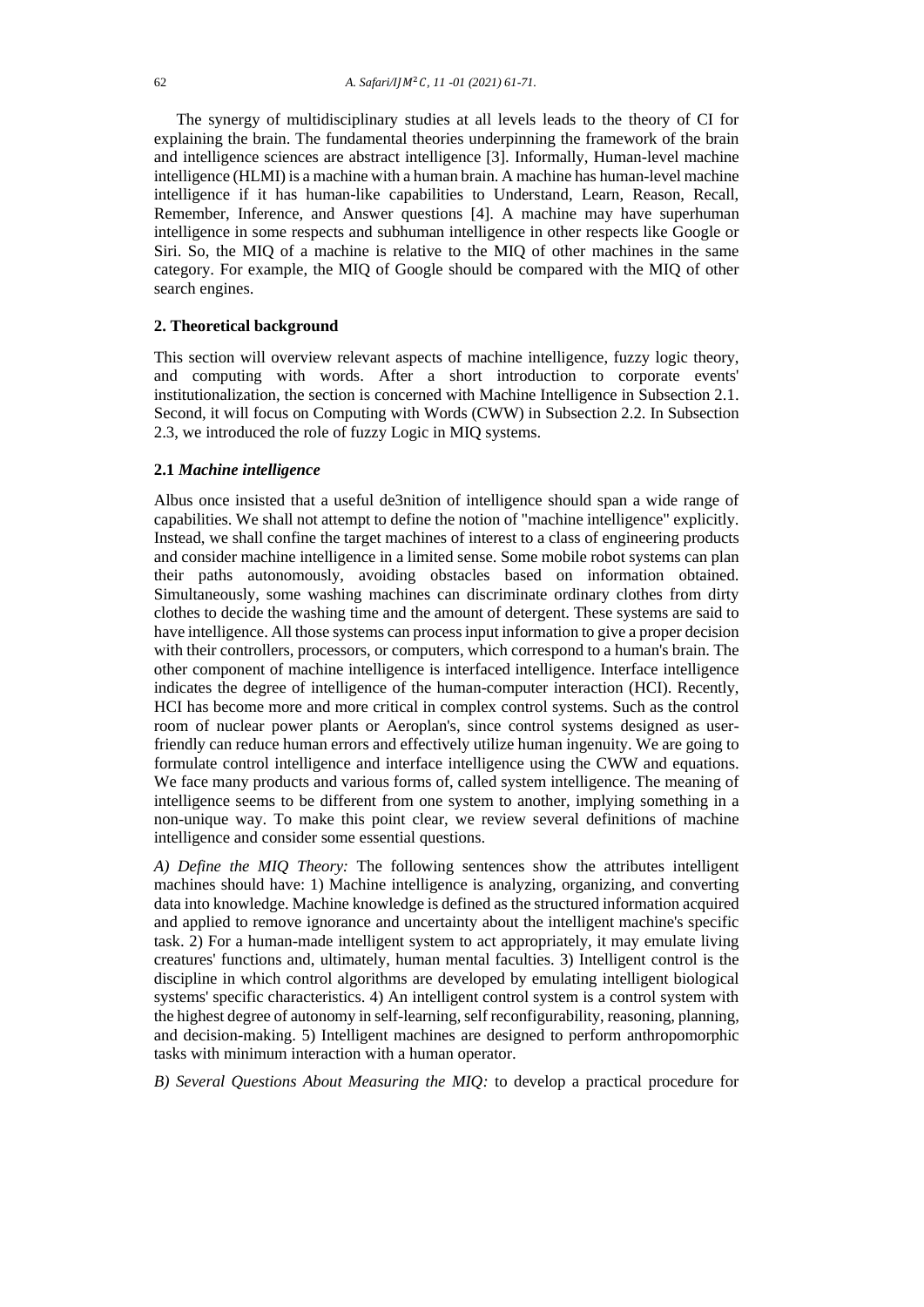The synergy of multidisciplinary studies at all levels leads to the theory of CI for explaining the brain. The fundamental theories underpinning the framework of the brain and intelligence sciences are abstract intelligence [3]. Informally, Human-level machine intelligence (HLMI) is a machine with a human brain. A machine has human-level machine intelligence if it has human-like capabilities to Understand, Learn, Reason, Recall, Remember, Inference, and Answer questions [4]. A machine may have superhuman intelligence in some respects and subhuman intelligence in other respects like Google or Siri. So, the MIQ of a machine is relative to the MIQ of other machines in the same category. For example, the MIQ of Google should be compared with the MIQ of other search engines.

## 2. Theoretical background

This section will overview relevant aspects of machine intelligence, fuzzy logic theory, and computing with words. After a short introduction to corporate events' institutionalization, the section is concerned with Machine Intelligence in Subsection 2.1. Second, it will focus on Computing with Words (CWW) in Subsection 2.2. In Subsection 2.3, we introduced the role of fuzzy Logic in MIQ systems.

### 2.1 *Machine intelligence*

Albus once insisted that a useful de3nition of intelligence should span a wide range of capabilities. We shall not attempt to define the notion of "machine intelligence" explicitly. Instead, we shall confine the target machines of interest to a class of engineering products and consider machine intelligence in a limited sense. Some mobile robot systems can plan their paths autonomously, avoiding obstacles based on information obtained. Simultaneously, some washing machines can discriminate ordinary clothes from dirty clothes to decide the washing time and the amount of detergent. These systems are said to have intelligence. All those systems can process input information to give a proper decision with their controllers, processors, or computers, which correspond to a human's brain. The other component of machine intelligence is interfaced intelligence. Interface intelligence indicates the degree of intelligence of the human-computer interaction (HCI). Recently, HCI has become more and more critical in complex control systems. Such as the control room of nuclear power plants or Aeroplan's, since control systems designed as user-friendly can reduce human errors and effectively utilize human ingenuity. We are going to formulate control intelligence and interface intelligence using the CWW and equations. We face many products and various forms of, called system intelligence. The meaning of intelligence seems to be different from one system to another, implying something in a non-unique way. To make this point clear, we review several definitions of machine intelligence and consider some essential questions.

*A) Define the MIQ Theory:* The following sentences show the attributes intelligent machines should have: 1) Machine intelligence is analyzing, organizing, and converting data into knowledge. Machine knowledge is defined as the structured information acquired and applied to remove ignorance and uncertainty about the intelligent machine's specific task. 2) For a human-made intelligent system to act appropriately, it may emulate living creatures' functions and, ultimately, human mental faculties. 3) Intelligent control is the discipline in which control algorithms are developed by emulating intelligent biological systems' specific characteristics. 4) An intelligent control system is a control system with the highest degree of autonomy in self-learning, self reconfigurability, reasoning, planning, and decision-making. 5) Intelligent machines are designed to perform anthropomorphic tasks with minimum interaction with a human operator.

*B) Several Questions About Measuring the MIQ:* to develop a practical procedure for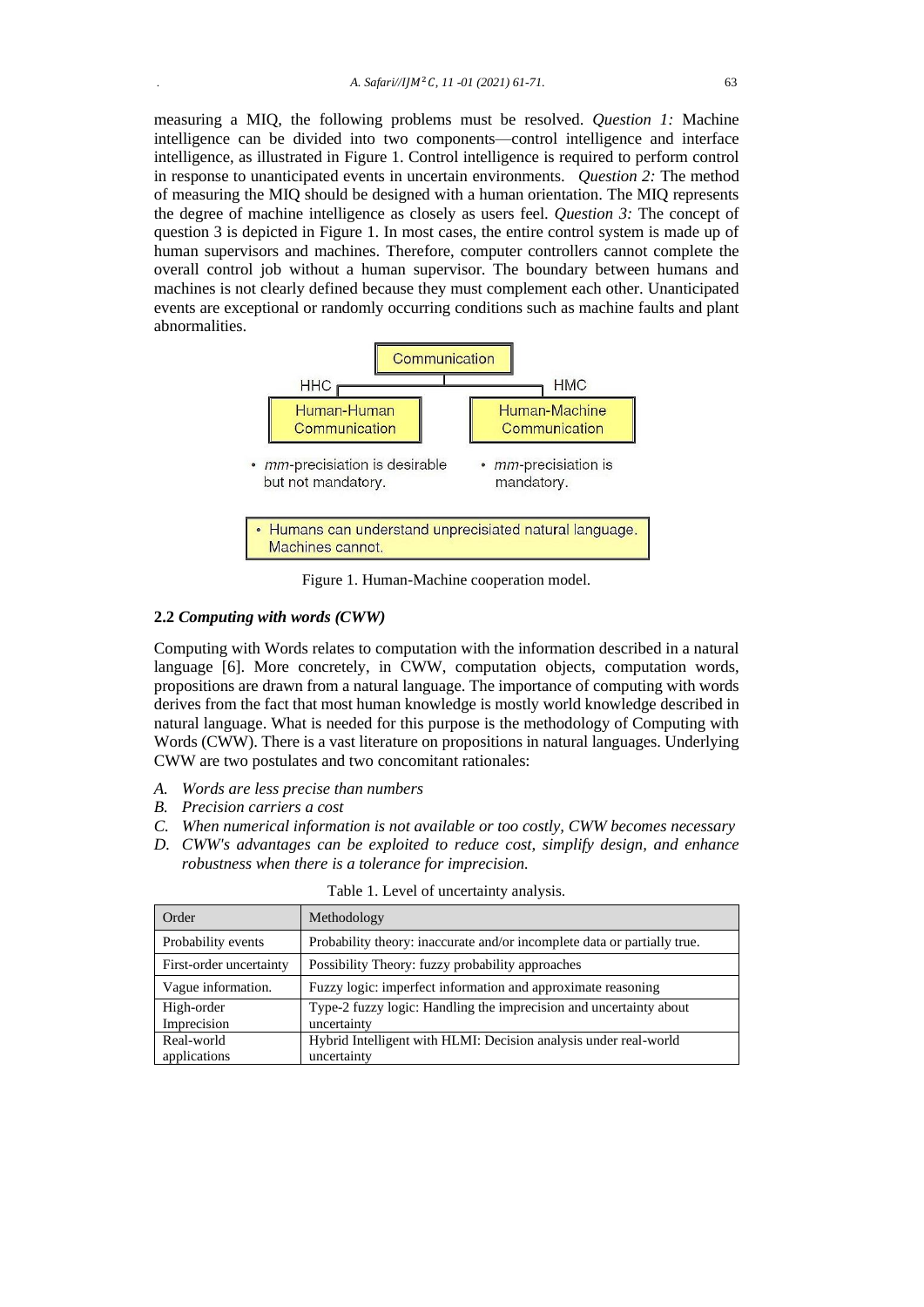measuring a MIQ, the following problems must be resolved. *Question 1:* Machine intelligence can be divided into two components—control intelligence and interface intelligence, as illustrated in Figure 1. Control intelligence is required to perform control in response to unanticipated events in uncertain environments. *Question 2:* The method of measuring the MIQ should be designed with a human orientation. The MIQ represents the degree of machine intelligence as closely as users feel. *Question 3:* The concept of question 3 is depicted in Figure 1. In most cases, the entire control system is made up of human supervisors and machines. Therefore, computer controllers cannot complete the overall control job without a human supervisor. The boundary between humans and machines is not clearly defined because they must complement each other. Unanticipated events are exceptional or randomly occurring conditions such as machine faults and plant abnormalities.

Communication

HHC — Human-Human Communication
- *mm*-precisiation is desirable but not mandatory.

HMC — Human-Machine Communication
- *mm*-precisiation is mandatory.

- Humans can understand unprecisiated natural language. Machines cannot.

Figure 1. Human-Machine cooperation model.

### 2.2 *Computing with words (CWW)*

Computing with Words relates to computation with the information described in a natural language [6]. More concretely, in CWW, computation objects, computation words, propositions are drawn from a natural language. The importance of computing with words derives from the fact that most human knowledge is mostly world knowledge described in natural language. What is needed for this purpose is the methodology of Computing with Words (CWW). There is a vast literature on propositions in natural languages. Underlying CWW are two postulates and two concomitant rationales:

A. *Words are less precise than numbers*
B. *Precision carriers a cost*
C. *When numerical information is not available or too costly, CWW becomes necessary*
D. *CWW's advantages can be exploited to reduce cost, simplify design, and enhance robustness when there is a tolerance for imprecision.*

Table 1. Level of uncertainty analysis.

| Order | Methodology |
|---|---|
| Probability events | Probability theory: inaccurate and/or incomplete data or partially true. |
| First-order uncertainty | Possibility Theory: fuzzy probability approaches |
| Vague information. | Fuzzy logic: imperfect information and approximate reasoning |
| High-order Imprecision | Type-2 fuzzy logic: Handling the imprecision and uncertainty about uncertainty |
| Real-world applications | Hybrid Intelligent with HLMI: Decision analysis under real-world uncertainty |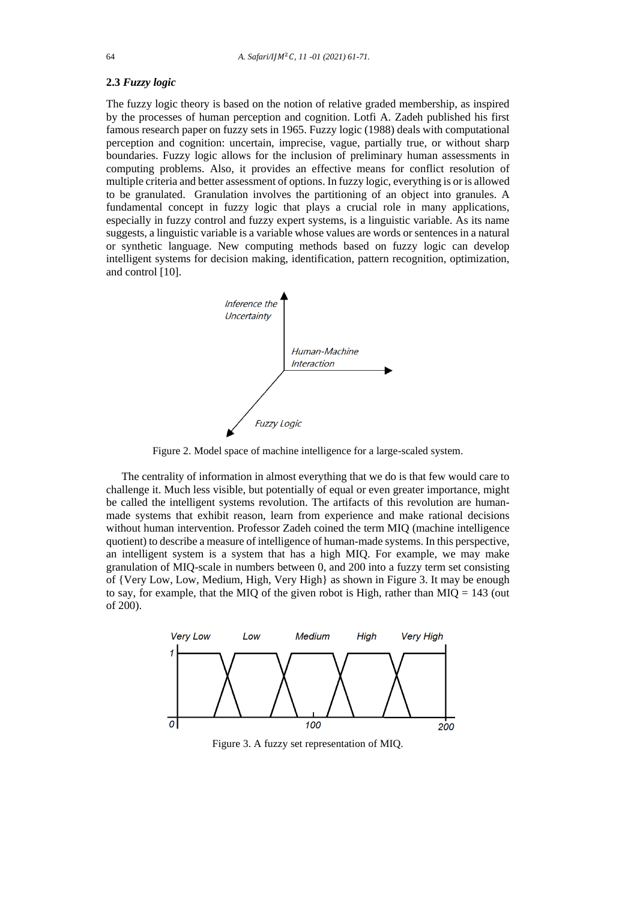### 2.3 *Fuzzy logic*

The fuzzy logic theory is based on the notion of relative graded membership, as inspired by the processes of human perception and cognition. Lotfi A. Zadeh published his first famous research paper on fuzzy sets in 1965. Fuzzy logic (1988) deals with computational perception and cognition: uncertain, imprecise, vague, partially true, or without sharp boundaries. Fuzzy logic allows for the inclusion of preliminary human assessments in computing problems. Also, it provides an effective means for conflict resolution of multiple criteria and better assessment of options. In fuzzy logic, everything is or is allowed to be granulated. Granulation involves the partitioning of an object into granules. A fundamental concept in fuzzy logic that plays a crucial role in many applications, especially in fuzzy control and fuzzy expert systems, is a linguistic variable. As its name suggests, a linguistic variable is a variable whose values are words or sentences in a natural or synthetic language. New computing methods based on fuzzy logic can develop intelligent systems for decision making, identification, pattern recognition, optimization, and control [10].

Figure 2. Model space of machine intelligence for a large-scaled system.

The centrality of information in almost everything that we do is that few would care to challenge it. Much less visible, but potentially of equal or even greater importance, might be called the intelligent systems revolution. The artifacts of this revolution are human-made systems that exhibit reason, learn from experience and make rational decisions without human intervention. Professor Zadeh coined the term MIQ (machine intelligence quotient) to describe a measure of intelligence of human-made systems. In this perspective, an intelligent system is a system that has a high MIQ. For example, we may make granulation of MIQ-scale in numbers between 0, and 200 into a fuzzy term set consisting of {Very Low, Low, Medium, High, Very High} as shown in Figure 3. It may be enough to say, for example, that the MIQ of the given robot is High, rather than MIQ = 143 (out of 200).

Figure 3. A fuzzy set representation of MIQ.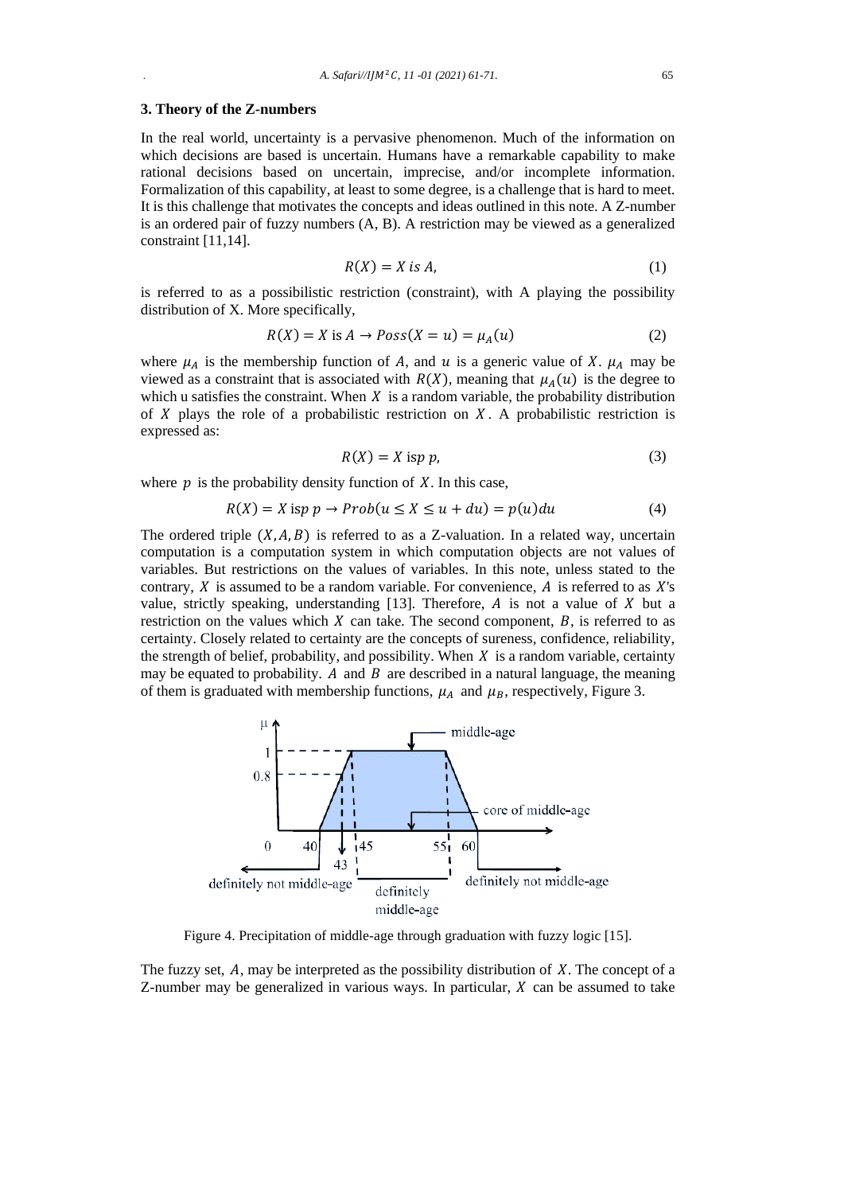### 3. Theory of the Z-numbers

In the real world, uncertainty is a pervasive phenomenon. Much of the information on which decisions are based is uncertain. Humans have a remarkable capability to make rational decisions based on uncertain, imprecise, and/or incomplete information. Formalization of this capability, at least to some degree, is a challenge that is hard to meet. It is this challenge that motivates the concepts and ideas outlined in this note. A Z-number is an ordered pair of fuzzy numbers (A, B). A restriction may be viewed as a generalized constraint [11,14].

$$R(X) = X \; is \; A, \tag{1}$$

is referred to as a possibilistic restriction (constraint), with A playing the possibility distribution of X. More specifically,

$$R(X) = X \text{ is } A \rightarrow Poss(X = u) = \mu_A(u) \tag{2}$$

where $\mu_A$ is the membership function of $A$, and $u$ is a generic value of $X$. $\mu_A$ may be viewed as a constraint that is associated with $R(X)$, meaning that $\mu_A(u)$ is the degree to which u satisfies the constraint. When $X$ is a random variable, the probability distribution of $X$ plays the role of a probabilistic restriction on $X$. A probabilistic restriction is expressed as:

$$R(X) = X \text{ isp } p, \tag{3}$$

where $p$ is the probability density function of $X$. In this case,

$$R(X) = X \text{ isp } p \rightarrow Prob(u \leq X \leq u + du) = p(u)du \tag{4}$$

The ordered triple $(X, A, B)$ is referred to as a Z-valuation. In a related way, uncertain computation is a computation system in which computation objects are not values of variables. But restrictions on the values of variables. In this note, unless stated to the contrary, $X$ is assumed to be a random variable. For convenience, $A$ is referred to as $X$'s value, strictly speaking, understanding [13]. Therefore, $A$ is not a value of $X$ but a restriction on the values which $X$ can take. The second component, $B$, is referred to as certainty. Closely related to certainty are the concepts of sureness, confidence, reliability, the strength of belief, probability, and possibility. When $X$ is a random variable, certainty may be equated to probability. $A$ and $B$ are described in a natural language, the meaning of them is graduated with membership functions, $\mu_A$ and $\mu_B$, respectively, Figure 3.

Figure 4. Precipitation of middle-age through graduation with fuzzy logic [15].

The fuzzy set, $A$, may be interpreted as the possibility distribution of $X$. The concept of a Z-number may be generalized in various ways. In particular, $X$ can be assumed to take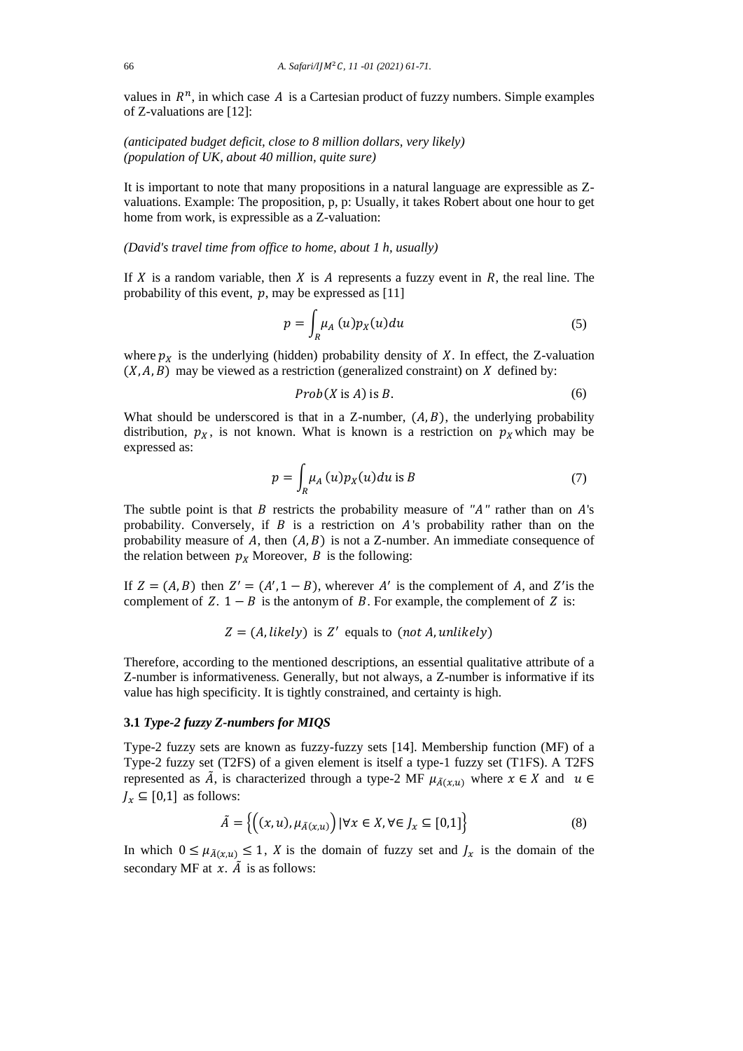values in $R^n$, in which case $A$ is a Cartesian product of fuzzy numbers. Simple examples of Z-valuations are [12]:

*(anticipated budget deficit, close to 8 million dollars, very likely)*
*(population of UK, about 40 million, quite sure)*

It is important to note that many propositions in a natural language are expressible as Z-valuations. Example: The proposition, p, p: Usually, it takes Robert about one hour to get home from work, is expressible as a Z-valuation:

*(David's travel time from office to home, about 1 h, usually)*

If $X$ is a random variable, then $X$ is $A$ represents a fuzzy event in $R$, the real line. The probability of this event, $p$, may be expressed as [11]

$$p = \int_R \mu_A(u) p_X(u) du \tag{5}$$

where $p_X$ is the underlying (hidden) probability density of $X$. In effect, the Z-valuation $(X, A, B)$ may be viewed as a restriction (generalized constraint) on $X$ defined by:

$$Prob(X \text{ is } A) \text{ is } B. \tag{6}$$

What should be underscored is that in a Z-number, $(A, B)$, the underlying probability distribution, $p_X$, is not known. What is known is a restriction on $p_X$ which may be expressed as:

$$p = \int_R \mu_A(u) p_X(u) du \text{ is } B \tag{7}$$

The subtle point is that $B$ restricts the probability measure of "$A$" rather than on $A$'s probability. Conversely, if $B$ is a restriction on $A$'s probability rather than on the probability measure of $A$, then $(A, B)$ is not a Z-number. An immediate consequence of the relation between $p_X$ Moreover, $B$ is the following:

If $Z = (A, B)$ then $Z' = (A', 1 - B)$, wherever $A'$ is the complement of $A$, and $Z'$is the complement of $Z$. $1 - B$ is the antonym of $B$. For example, the complement of $Z$ is:

$$Z = (A, likely) \text{ is } Z' \text{ equals to } (not\ A, unlikely)$$

Therefore, according to the mentioned descriptions, an essential qualitative attribute of a Z-number is informativeness. Generally, but not always, a Z-number is informative if its value has high specificity. It is tightly constrained, and certainty is high.

### 3.1 *Type-2 fuzzy Z-numbers for MIQS*

Type-2 fuzzy sets are known as fuzzy-fuzzy sets [14]. Membership function (MF) of a Type-2 fuzzy set (T2FS) of a given element is itself a type-1 fuzzy set (T1FS). A T2FS represented as $\tilde{A}$, is characterized through a type-2 MF $\mu_{\tilde{A}(x,u)}$ where $x \in X$ and $u \in J_x \subseteq [0,1]$ as follows:

$$\tilde{A} = \left\{ \left( (x, u), \mu_{\tilde{A}(x,u)} \right) | \forall x \in X, \forall \in J_x \subseteq [0,1] \right\} \tag{8}$$

In which $0 \leq \mu_{\tilde{A}(x,u)} \leq 1$, $X$ is the domain of fuzzy set and $J_x$ is the domain of the secondary MF at $x$. $\tilde{A}$ is as follows: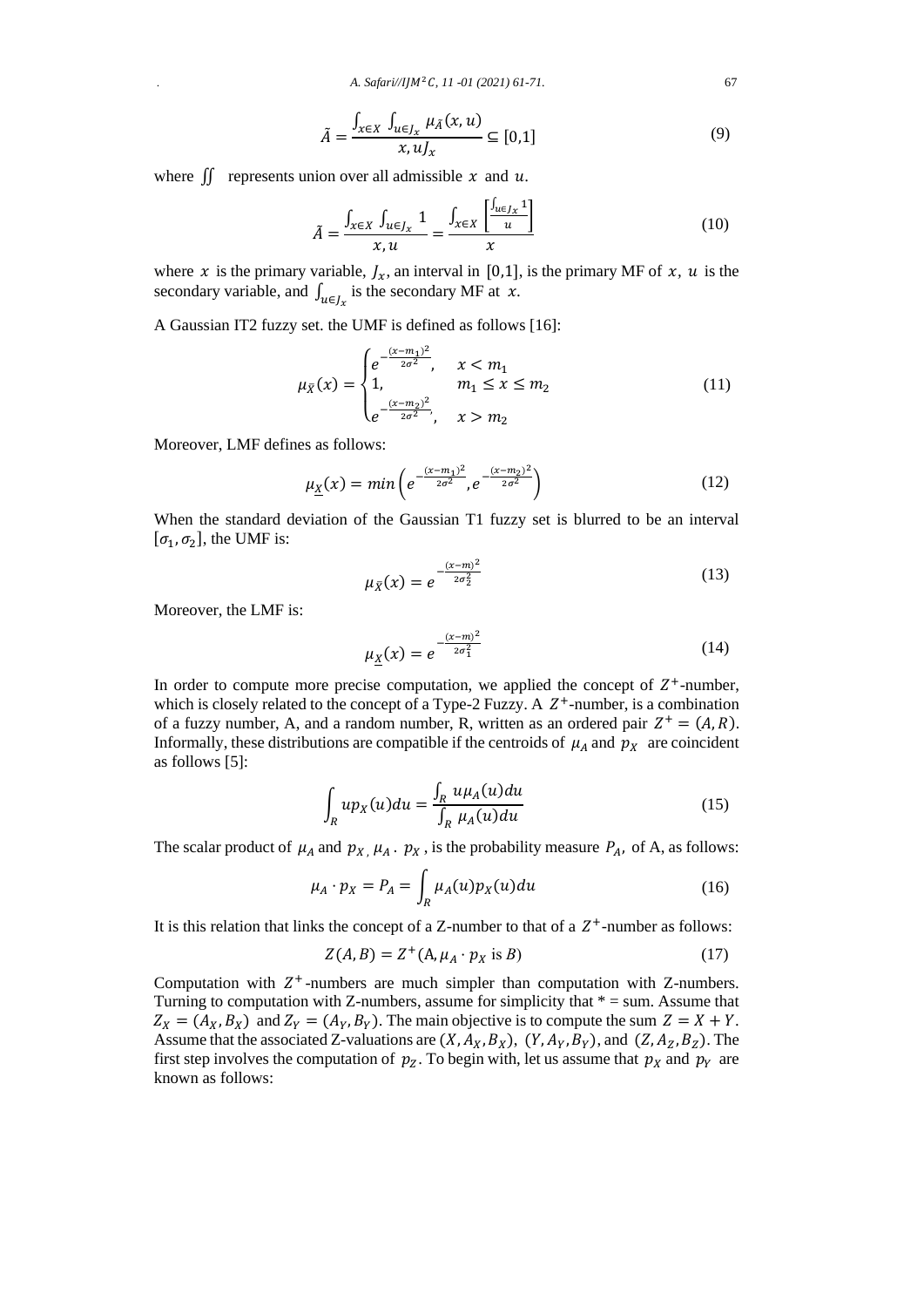$$\tilde{A} = \frac{\int_{x\in X} \int_{u\in J_x} \mu_{\tilde{A}}(x,u)}{x, uJ_x} \subseteq [0,1] \tag{9}$$

where $\iint$ represents union over all admissible $x$ and $u$.

$$\tilde{A} = \frac{\int_{x\in X} \int_{u\in J_x} 1}{x, u} = \frac{\int_{x\in X} \left[\frac{\int_{u\in J_x} 1}{u}\right]}{x} \tag{10}$$

where $x$ is the primary variable, $J_x$, an interval in $[0,1]$, is the primary MF of $x$, $u$ is the secondary variable, and $\int_{u\in J_x}$ is the secondary MF at $x$.

A Gaussian IT2 fuzzy set. the UMF is defined as follows [16]:

$$\mu_{\bar{X}}(x) = \begin{cases} e^{-\frac{(x-m_1)^2}{2\sigma^2}}, & x < m_1 \\ 1, & m_1 \leq x \leq m_2 \\ e^{-\frac{(x-m_2)^2}{2\sigma^2}}, & x > m_2 \end{cases} \tag{11}$$

Moreover, LMF defines as follows:

$$\mu_{\underline{X}}(x) = min\left(e^{-\frac{(x-m_1)^2}{2\sigma^2}}, e^{-\frac{(x-m_2)^2}{2\sigma^2}}\right) \tag{12}$$

When the standard deviation of the Gaussian T1 fuzzy set is blurred to be an interval $[\sigma_1, \sigma_2]$, the UMF is:

$$\mu_{\bar{X}}(x) = e^{-\frac{(x-m)^2}{2\sigma_2^2}} \tag{13}$$

Moreover, the LMF is:

$$\mu_{\underline{X}}(x) = e^{-\frac{(x-m)^2}{2\sigma_1^2}} \tag{14}$$

In order to compute more precise computation, we applied the concept of $Z^+$-number, which is closely related to the concept of a Type-2 Fuzzy. A $Z^+$-number, is a combination of a fuzzy number, A, and a random number, R, written as an ordered pair $Z^+ = (A, R)$. Informally, these distributions are compatible if the centroids of $\mu_A$ and $p_X$ are coincident as follows [5]:

$$\int_R u p_X(u)du = \frac{\int_R u\mu_A(u)du}{\int_R \mu_A(u)du} \tag{15}$$

The scalar product of $\mu_A$ and $p_{X}$, $\mu_A \cdot p_X$, is the probability measure $P_A$, of A, as follows:

$$\mu_A \cdot p_X = P_A = \int_R \mu_A(u)p_X(u)du \tag{16}$$

It is this relation that links the concept of a Z-number to that of a $Z^+$-number as follows:

$$Z(A, B) = Z^+(\text{A}, \mu_A \cdot p_X \text{ is } B) \tag{17}$$

Computation with $Z^+$-numbers are much simpler than computation with Z-numbers. Turning to computation with Z-numbers, assume for simplicity that * = sum. Assume that $Z_X = (A_X, B_X)$ and $Z_Y = (A_Y, B_Y)$. The main objective is to compute the sum $Z = X + Y$. Assume that the associated Z-valuations are $(X, A_X, B_X)$, $(Y, A_Y, B_Y)$, and $(Z, A_Z, B_Z)$. The first step involves the computation of $p_Z$. To begin with, let us assume that $p_X$ and $p_Y$ are known as follows: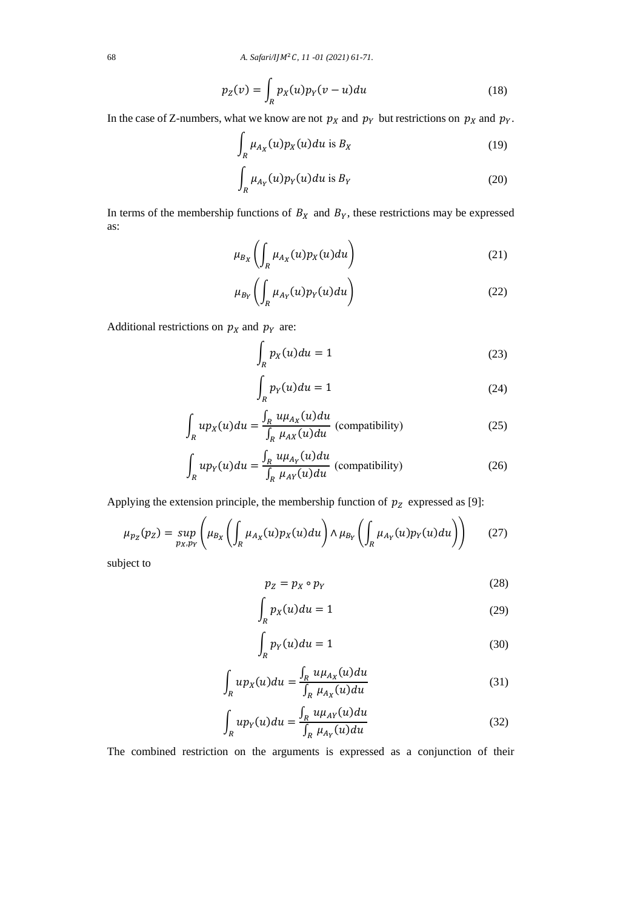$$p_Z(v) = \int_R p_X(u) p_Y(v-u) du \tag{18}$$

In the case of Z-numbers, what we know are not $p_X$ and $p_Y$ but restrictions on $p_X$ and $p_Y$.

$$\int_R \mu_{A_X}(u) p_X(u) du \text{ is } B_X \tag{19}$$

$$\int_R \mu_{A_Y}(u) p_Y(u) du \text{ is } B_Y \tag{20}$$

In terms of the membership functions of $B_X$ and $B_Y$, these restrictions may be expressed as:

$$\mu_{B_X}\left(\int_R \mu_{A_X}(u) p_X(u) du\right) \tag{21}$$

$$\mu_{B_Y}\left(\int_R \mu_{A_Y}(u) p_Y(u) du\right) \tag{22}$$

Additional restrictions on $p_X$ and $p_Y$ are:

$$\int_R p_X(u) du = 1 \tag{23}$$

$$\int_R p_Y(u) du = 1 \tag{24}$$

$$\int_R u p_X(u) du = \frac{\int_R u \mu_{A_X}(u) du}{\int_R \mu_{AX}(u) du} \text{ (compatibility)} \tag{25}$$

$$\int_R u p_Y(u) du = \frac{\int_R u \mu_{A_Y}(u) du}{\int_R \mu_{AY}(u) du} \text{ (compatibility)} \tag{26}$$

Applying the extension principle, the membership function of $p_Z$ expressed as [9]:

$$\mu_{p_Z}(p_Z) = \sup_{p_X, p_Y}\left(\mu_{B_X}\left(\int_R \mu_{A_X}(u) p_X(u) du\right) \wedge \mu_{B_Y}\left(\int_R \mu_{A_Y}(u) p_Y(u) du\right)\right) \tag{27}$$

subject to

$$p_Z = p_X \circ p_Y \tag{28}$$

$$\int_R p_X(u) du = 1 \tag{29}$$

$$\int_R p_Y(u) du = 1 \tag{30}$$

$$\int_R u p_X(u) du = \frac{\int_R u \mu_{A_X}(u) du}{\int_R \mu_{A_X}(u) du} \tag{31}$$

$$\int_R u p_Y(u) du = \frac{\int_R u \mu_{AY}(u) du}{\int_R \mu_{A_Y}(u) du} \tag{32}$$

The combined restriction on the arguments is expressed as a conjunction of their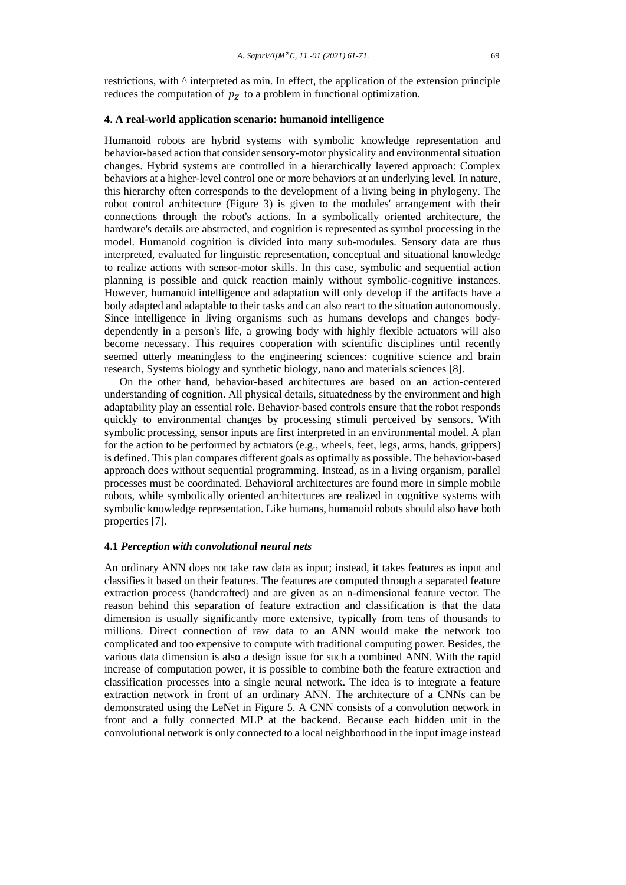restrictions, with ^ interpreted as min. In effect, the application of the extension principle reduces the computation of $p_Z$ to a problem in functional optimization.

## 4. A real-world application scenario: humanoid intelligence

Humanoid robots are hybrid systems with symbolic knowledge representation and behavior-based action that consider sensory-motor physicality and environmental situation changes. Hybrid systems are controlled in a hierarchically layered approach: Complex behaviors at a higher-level control one or more behaviors at an underlying level. In nature, this hierarchy often corresponds to the development of a living being in phylogeny. The robot control architecture (Figure 3) is given to the modules' arrangement with their connections through the robot's actions. In a symbolically oriented architecture, the hardware's details are abstracted, and cognition is represented as symbol processing in the model. Humanoid cognition is divided into many sub-modules. Sensory data are thus interpreted, evaluated for linguistic representation, conceptual and situational knowledge to realize actions with sensor-motor skills. In this case, symbolic and sequential action planning is possible and quick reaction mainly without symbolic-cognitive instances. However, humanoid intelligence and adaptation will only develop if the artifacts have a body adapted and adaptable to their tasks and can also react to the situation autonomously. Since intelligence in living organisms such as humans develops and changes body-dependently in a person's life, a growing body with highly flexible actuators will also become necessary. This requires cooperation with scientific disciplines until recently seemed utterly meaningless to the engineering sciences: cognitive science and brain research, Systems biology and synthetic biology, nano and materials sciences [8].

On the other hand, behavior-based architectures are based on an action-centered understanding of cognition. All physical details, situatedness by the environment and high adaptability play an essential role. Behavior-based controls ensure that the robot responds quickly to environmental changes by processing stimuli perceived by sensors. With symbolic processing, sensor inputs are first interpreted in an environmental model. A plan for the action to be performed by actuators (e.g., wheels, feet, legs, arms, hands, grippers) is defined. This plan compares different goals as optimally as possible. The behavior-based approach does without sequential programming. Instead, as in a living organism, parallel processes must be coordinated. Behavioral architectures are found more in simple mobile robots, while symbolically oriented architectures are realized in cognitive systems with symbolic knowledge representation. Like humans, humanoid robots should also have both properties [7].

### 4.1 *Perception with convolutional neural nets*

An ordinary ANN does not take raw data as input; instead, it takes features as input and classifies it based on their features. The features are computed through a separated feature extraction process (handcrafted) and are given as an n-dimensional feature vector. The reason behind this separation of feature extraction and classification is that the data dimension is usually significantly more extensive, typically from tens of thousands to millions. Direct connection of raw data to an ANN would make the network too complicated and too expensive to compute with traditional computing power. Besides, the various data dimension is also a design issue for such a combined ANN. With the rapid increase of computation power, it is possible to combine both the feature extraction and classification processes into a single neural network. The idea is to integrate a feature extraction network in front of an ordinary ANN. The architecture of a CNNs can be demonstrated using the LeNet in Figure 5. A CNN consists of a convolution network in front and a fully connected MLP at the backend. Because each hidden unit in the convolutional network is only connected to a local neighborhood in the input image instead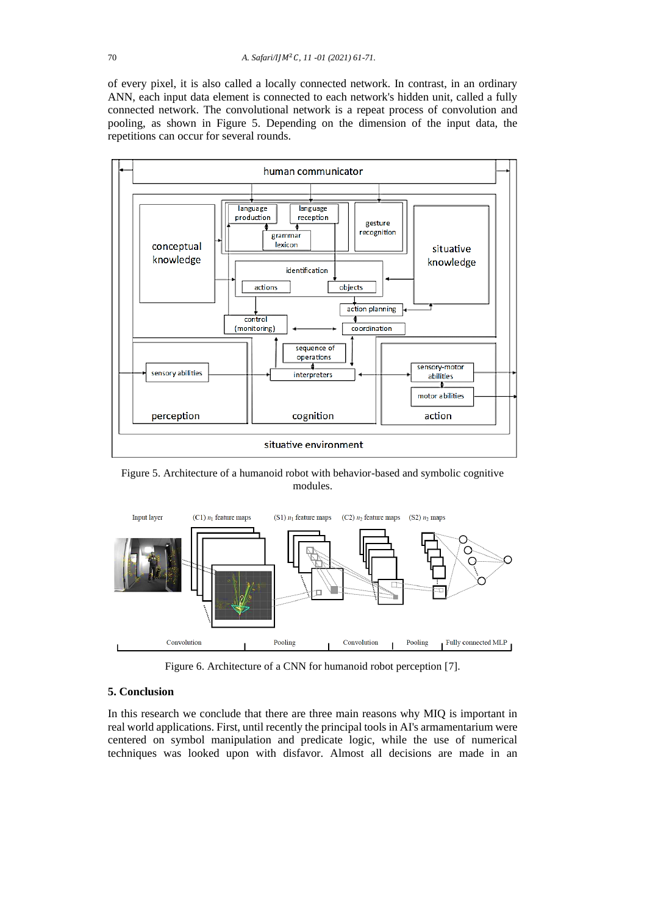of every pixel, it is also called a locally connected network. In contrast, in an ordinary ANN, each input data element is connected to each network's hidden unit, called a fully connected network. The convolutional network is a repeat process of convolution and pooling, as shown in Figure 5. Depending on the dimension of the input data, the repetitions can occur for several rounds.

Figure 5. Architecture of a humanoid robot with behavior-based and symbolic cognitive modules.

Figure 6. Architecture of a CNN for humanoid robot perception [7].

## 5. Conclusion

In this research we conclude that there are three main reasons why MIQ is important in real world applications. First, until recently the principal tools in AI's armamentarium were centered on symbol manipulation and predicate logic, while the use of numerical techniques was looked upon with disfavor. Almost all decisions are made in an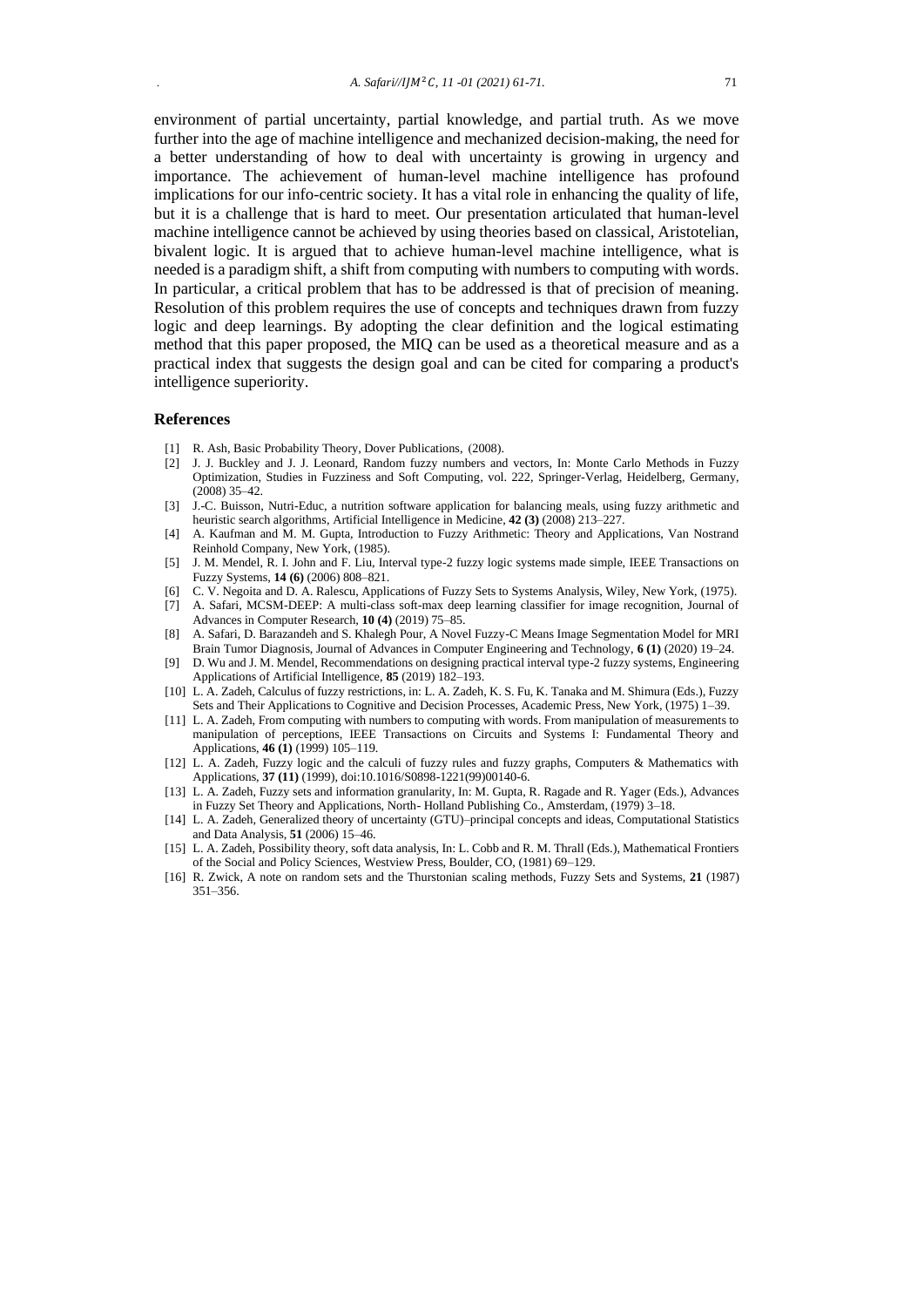environment of partial uncertainty, partial knowledge, and partial truth. As we move further into the age of machine intelligence and mechanized decision-making, the need for a better understanding of how to deal with uncertainty is growing in urgency and importance. The achievement of human-level machine intelligence has profound implications for our info-centric society. It has a vital role in enhancing the quality of life, but it is a challenge that is hard to meet. Our presentation articulated that human-level machine intelligence cannot be achieved by using theories based on classical, Aristotelian, bivalent logic. It is argued that to achieve human-level machine intelligence, what is needed is a paradigm shift, a shift from computing with numbers to computing with words. In particular, a critical problem that has to be addressed is that of precision of meaning. Resolution of this problem requires the use of concepts and techniques drawn from fuzzy logic and deep learnings. By adopting the clear definition and the logical estimating method that this paper proposed, the MIQ can be used as a theoretical measure and as a practical index that suggests the design goal and can be cited for comparing a product's intelligence superiority.

## References

[1] R. Ash, Basic Probability Theory, Dover Publications, (2008).

[2] J. J. Buckley and J. J. Leonard, Random fuzzy numbers and vectors, In: Monte Carlo Methods in Fuzzy Optimization, Studies in Fuzziness and Soft Computing, vol. 222, Springer-Verlag, Heidelberg, Germany, (2008) 35–42.

[3] J.-C. Buisson, Nutri-Educ, a nutrition software application for balancing meals, using fuzzy arithmetic and heuristic search algorithms, Artificial Intelligence in Medicine, **42 (3)** (2008) 213–227.

[4] A. Kaufman and M. M. Gupta, Introduction to Fuzzy Arithmetic: Theory and Applications, Van Nostrand Reinhold Company, New York, (1985).

[5] J. M. Mendel, R. I. John and F. Liu, Interval type-2 fuzzy logic systems made simple, IEEE Transactions on Fuzzy Systems, **14 (6)** (2006) 808–821.

[6] C. V. Negoita and D. A. Ralescu, Applications of Fuzzy Sets to Systems Analysis, Wiley, New York, (1975).

[7] A. Safari, MCSM-DEEP: A multi-class soft-max deep learning classifier for image recognition, Journal of Advances in Computer Research, **10 (4)** (2019) 75–85.

[8] A. Safari, D. Barazandeh and S. Khalegh Pour, A Novel Fuzzy-C Means Image Segmentation Model for MRI Brain Tumor Diagnosis, Journal of Advances in Computer Engineering and Technology, **6 (1)** (2020) 19–24.

[9] D. Wu and J. M. Mendel, Recommendations on designing practical interval type-2 fuzzy systems, Engineering Applications of Artificial Intelligence, **85** (2019) 182–193.

[10] L. A. Zadeh, Calculus of fuzzy restrictions, in: L. A. Zadeh, K. S. Fu, K. Tanaka and M. Shimura (Eds.), Fuzzy Sets and Their Applications to Cognitive and Decision Processes, Academic Press, New York, (1975) 1–39.

[11] L. A. Zadeh, From computing with numbers to computing with words. From manipulation of measurements to manipulation of perceptions, IEEE Transactions on Circuits and Systems I: Fundamental Theory and Applications, **46 (1)** (1999) 105–119.

[12] L. A. Zadeh, Fuzzy logic and the calculi of fuzzy rules and fuzzy graphs, Computers & Mathematics with Applications, **37 (11)** (1999), doi:10.1016/S0898-1221(99)00140-6.

[13] L. A. Zadeh, Fuzzy sets and information granularity, In: M. Gupta, R. Ragade and R. Yager (Eds.), Advances in Fuzzy Set Theory and Applications, North- Holland Publishing Co., Amsterdam, (1979) 3–18.

[14] L. A. Zadeh, Generalized theory of uncertainty (GTU)–principal concepts and ideas, Computational Statistics and Data Analysis, **51** (2006) 15–46.

[15] L. A. Zadeh, Possibility theory, soft data analysis, In: L. Cobb and R. M. Thrall (Eds.), Mathematical Frontiers of the Social and Policy Sciences, Westview Press, Boulder, CO, (1981) 69–129.

[16] R. Zwick, A note on random sets and the Thurstonian scaling methods, Fuzzy Sets and Systems, **21** (1987) 351–356.